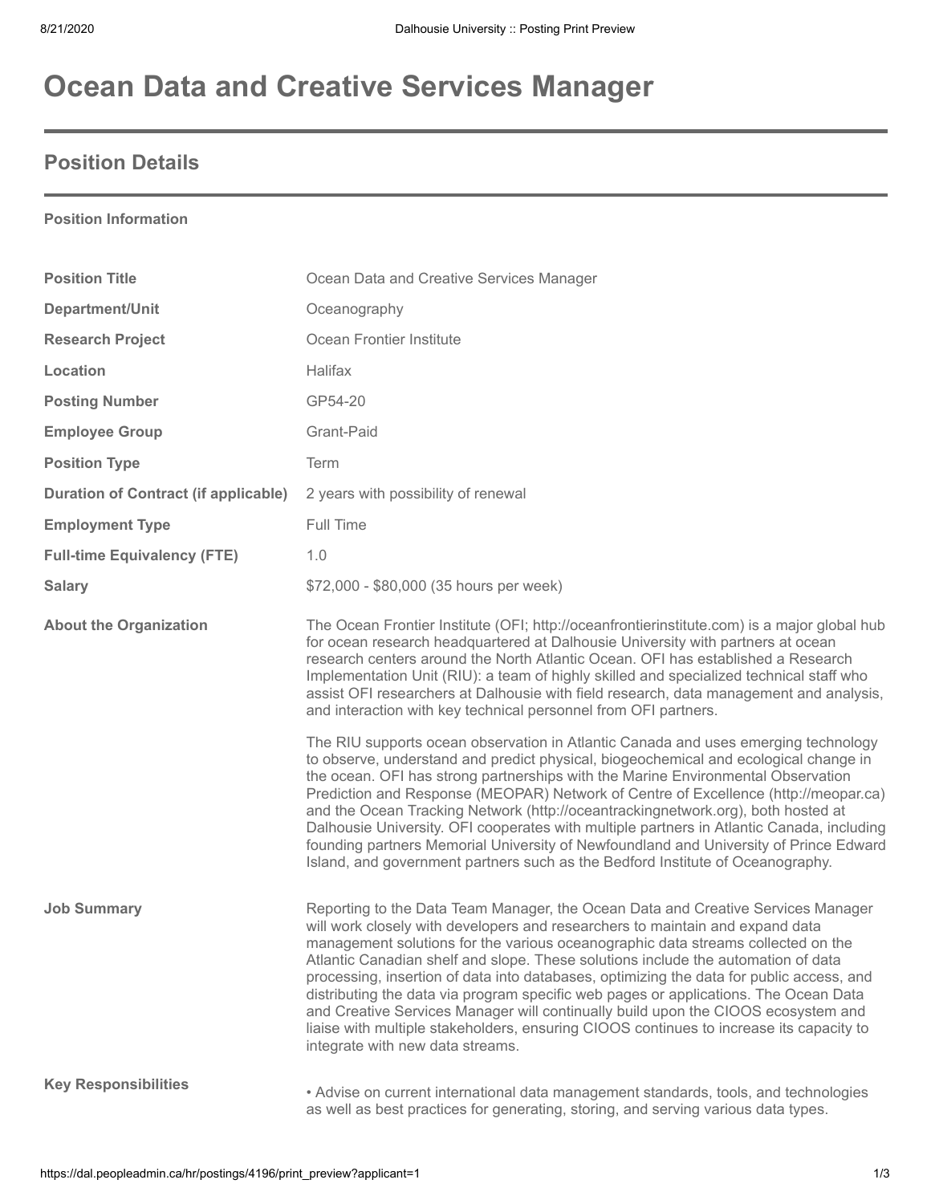# Ocean Data and Creative Services Manager

## Position Details

**Position Information**

| | |
|---|---|
| **Position Title** | Ocean Data and Creative Services Manager |
| **Department/Unit** | Oceanography |
| **Research Project** | Ocean Frontier Institute |
| **Location** | Halifax |
| **Posting Number** | GP54-20 |
| **Employee Group** | Grant-Paid |
| **Position Type** | Term |
| **Duration of Contract (if applicable)** | 2 years with possibility of renewal |
| **Employment Type** | Full Time |
| **Full-time Equivalency (FTE)** | 1.0 |
| **Salary** | $72,000 - $80,000 (35 hours per week) |

**About the Organization**

The Ocean Frontier Institute (OFI; http://oceanfrontierinstitute.com) is a major global hub for ocean research headquartered at Dalhousie University with partners at ocean research centers around the North Atlantic Ocean. OFI has established a Research Implementation Unit (RIU): a team of highly skilled and specialized technical staff who assist OFI researchers at Dalhousie with field research, data management and analysis, and interaction with key technical personnel from OFI partners.

The RIU supports ocean observation in Atlantic Canada and uses emerging technology to observe, understand and predict physical, biogeochemical and ecological change in the ocean. OFI has strong partnerships with the Marine Environmental Observation Prediction and Response (MEOPAR) Network of Centre of Excellence (http://meopar.ca) and the Ocean Tracking Network (http://oceantrackingnetwork.org), both hosted at Dalhousie University. OFI cooperates with multiple partners in Atlantic Canada, including founding partners Memorial University of Newfoundland and University of Prince Edward Island, and government partners such as the Bedford Institute of Oceanography.

**Job Summary**

Reporting to the Data Team Manager, the Ocean Data and Creative Services Manager will work closely with developers and researchers to maintain and expand data management solutions for the various oceanographic data streams collected on the Atlantic Canadian shelf and slope. These solutions include the automation of data processing, insertion of data into databases, optimizing the data for public access, and distributing the data via program specific web pages or applications. The Ocean Data and Creative Services Manager will continually build upon the CIOOS ecosystem and liaise with multiple stakeholders, ensuring CIOOS continues to increase its capacity to integrate with new data streams.

**Key Responsibilities**

- Advise on current international data management standards, tools, and technologies as well as best practices for generating, storing, and serving various data types.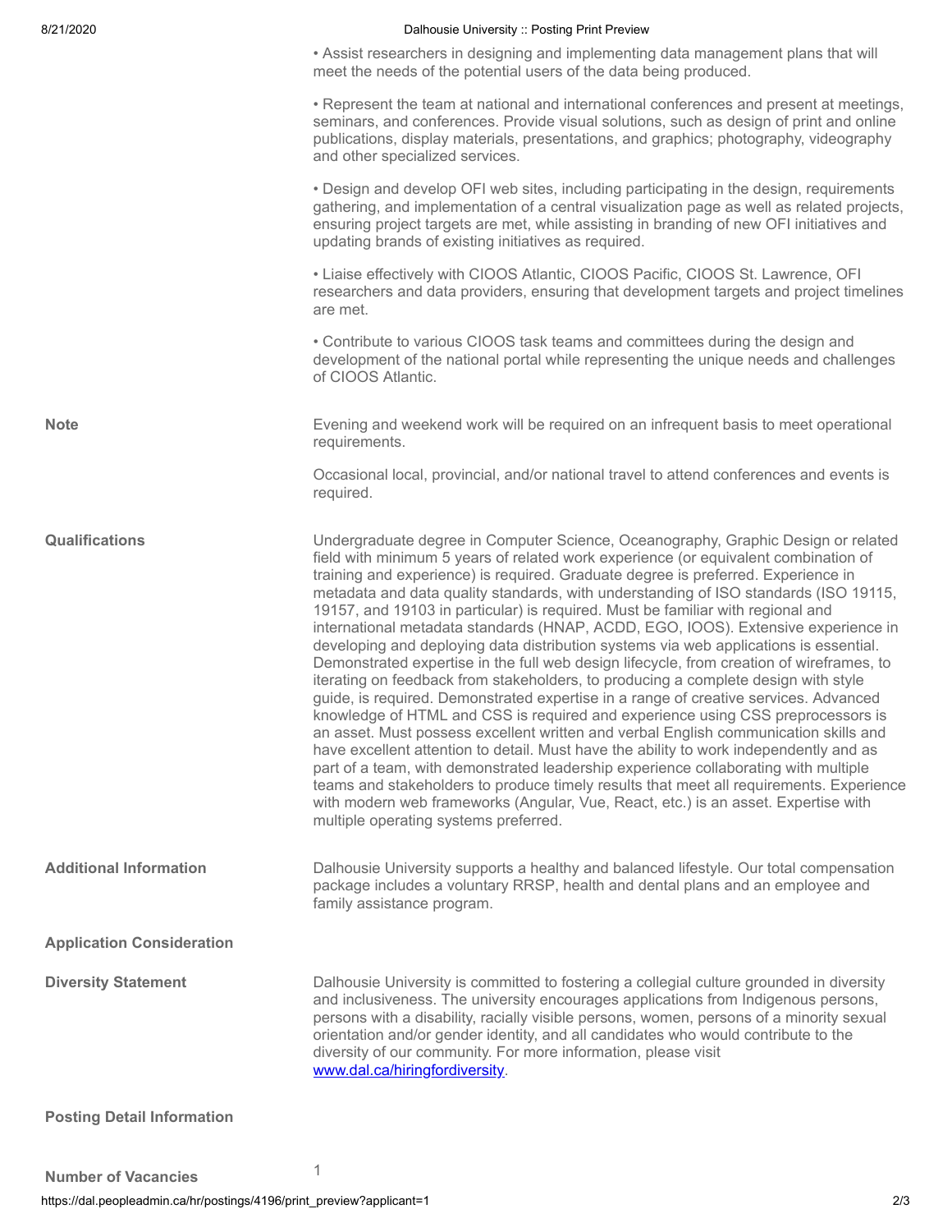- Assist researchers in designing and implementing data management plans that will meet the needs of the potential users of the data being produced.

- Represent the team at national and international conferences and present at meetings, seminars, and conferences. Provide visual solutions, such as design of print and online publications, display materials, presentations, and graphics; photography, videography and other specialized services.

- Design and develop OFI web sites, including participating in the design, requirements gathering, and implementation of a central visualization page as well as related projects, ensuring project targets are met, while assisting in branding of new OFI initiatives and updating brands of existing initiatives as required.

- Liaise effectively with CIOOS Atlantic, CIOOS Pacific, CIOOS St. Lawrence, OFI researchers and data providers, ensuring that development targets and project timelines are met.

- Contribute to various CIOOS task teams and committees during the design and development of the national portal while representing the unique needs and challenges of CIOOS Atlantic.

**Note**

Evening and weekend work will be required on an infrequent basis to meet operational requirements.

Occasional local, provincial, and/or national travel to attend conferences and events is required.

**Qualifications**

Undergraduate degree in Computer Science, Oceanography, Graphic Design or related field with minimum 5 years of related work experience (or equivalent combination of training and experience) is required. Graduate degree is preferred. Experience in metadata and data quality standards, with understanding of ISO standards (ISO 19115, 19157, and 19103 in particular) is required. Must be familiar with regional and international metadata standards (HNAP, ACDD, EGO, IOOS). Extensive experience in developing and deploying data distribution systems via web applications is essential. Demonstrated expertise in the full web design lifecycle, from creation of wireframes, to iterating on feedback from stakeholders, to producing a complete design with style guide, is required. Demonstrated expertise in a range of creative services. Advanced knowledge of HTML and CSS is required and experience using CSS preprocessors is an asset. Must possess excellent written and verbal English communication skills and have excellent attention to detail. Must have the ability to work independently and as part of a team, with demonstrated leadership experience collaborating with multiple teams and stakeholders to produce timely results that meet all requirements. Experience with modern web frameworks (Angular, Vue, React, etc.) is an asset. Expertise with multiple operating systems preferred.

**Additional Information**

Dalhousie University supports a healthy and balanced lifestyle. Our total compensation package includes a voluntary RRSP, health and dental plans and an employee and family assistance program.

**Application Consideration**

**Diversity Statement**

Dalhousie University is committed to fostering a collegial culture grounded in diversity and inclusiveness. The university encourages applications from Indigenous persons, persons with a disability, racially visible persons, women, persons of a minority sexual orientation and/or gender identity, and all candidates who would contribute to the diversity of our community. For more information, please visit [www.dal.ca/hiringfordiversity](http://www.dal.ca/hiringfordiversity).

**Posting Detail Information**

**Number of Vacancies** 1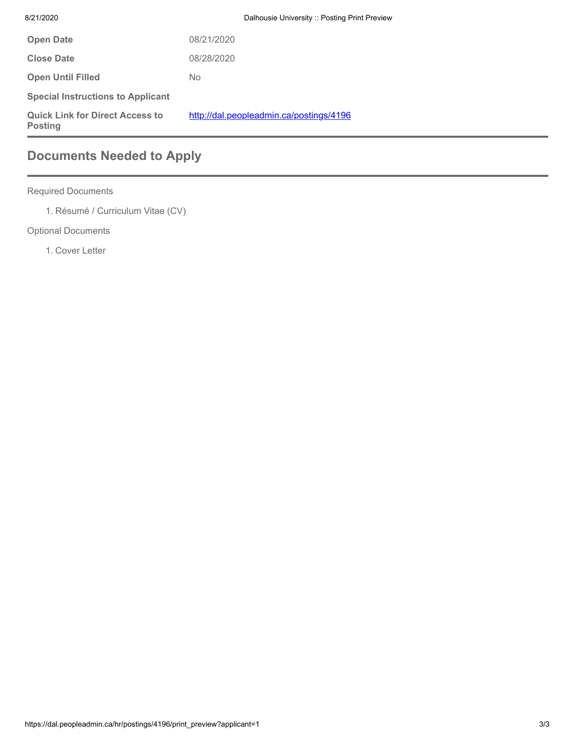| | |
|---|---|
| **Open Date** | 08/21/2020 |
| **Close Date** | 08/28/2020 |
| **Open Until Filled** | No |
| **Special Instructions to Applicant** | |
| **Quick Link for Direct Access to Posting** | http://dal.peopleadmin.ca/postings/4196 |

## Documents Needed to Apply

Required Documents

1. Résumé / Curriculum Vitae (CV)

Optional Documents

1. Cover Letter